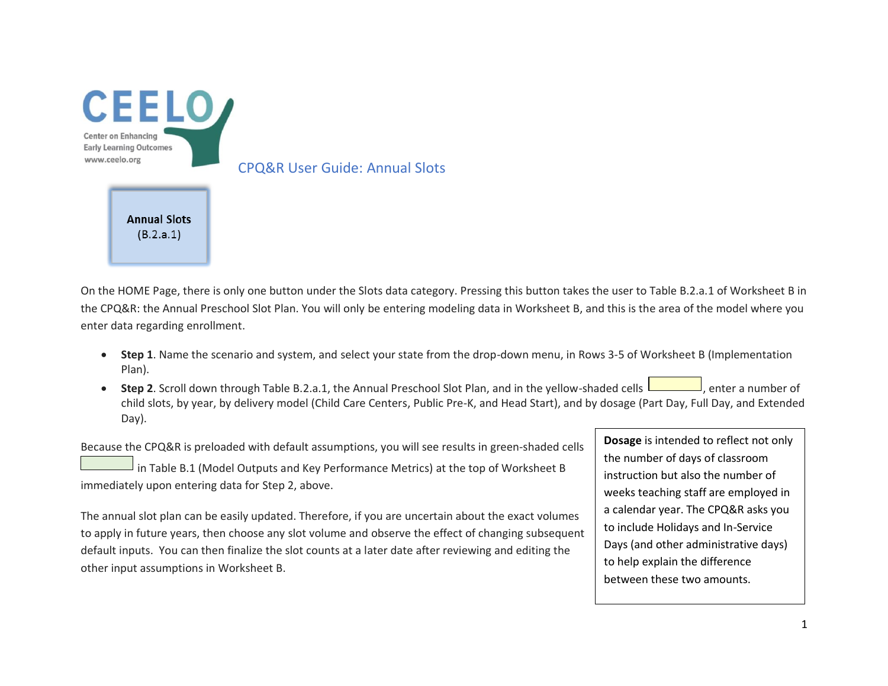CEELO

Center on Enhancing Early Learning Outcomes
www.ceelo.org

# CPQ&R User Guide: Annual Slots

**Annual Slots**
(B.2.a.1)

On the HOME Page, there is only one button under the Slots data category. Pressing this button takes the user to Table B.2.a.1 of Worksheet B in the CPQ&R: the Annual Preschool Slot Plan. You will only be entering modeling data in Worksheet B, and this is the area of the model where you enter data regarding enrollment.

- **Step 1**. Name the scenario and system, and select your state from the drop-down menu, in Rows 3-5 of Worksheet B (Implementation Plan).
- **Step 2**. Scroll down through Table B.2.a.1, the Annual Preschool Slot Plan, and in the yellow-shaded cells, enter a number of child slots, by year, by delivery model (Child Care Centers, Public Pre-K, and Head Start), and by dosage (Part Day, Full Day, and Extended Day).

Because the CPQ&R is preloaded with default assumptions, you will see results in green-shaded cells in Table B.1 (Model Outputs and Key Performance Metrics) at the top of Worksheet B immediately upon entering data for Step 2, above.

The annual slot plan can be easily updated. Therefore, if you are uncertain about the exact volumes to apply in future years, then choose any slot volume and observe the effect of changing subsequent default inputs. You can then finalize the slot counts at a later date after reviewing and editing the other input assumptions in Worksheet B.

**Dosage** is intended to reflect not only the number of days of classroom instruction but also the number of weeks teaching staff are employed in a calendar year. The CPQ&R asks you to include Holidays and In-Service Days (and other administrative days) to help explain the difference between these two amounts.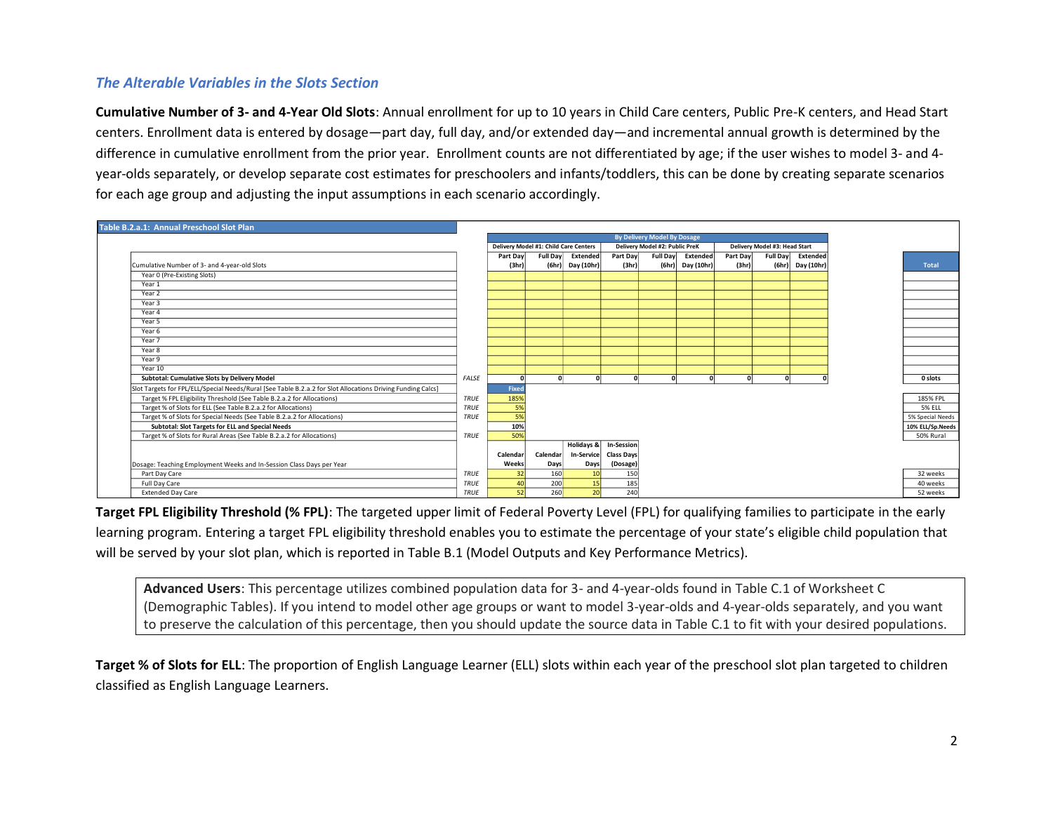### *The Alterable Variables in the Slots Section*

**Cumulative Number of 3- and 4-Year Old Slots**: Annual enrollment for up to 10 years in Child Care centers, Public Pre-K centers, and Head Start centers. Enrollment data is entered by dosage—part day, full day, and/or extended day—and incremental annual growth is determined by the difference in cumulative enrollment from the prior year. Enrollment counts are not differentiated by age; if the user wishes to model 3- and 4-year-olds separately, or develop separate cost estimates for preschoolers and infants/toddlers, this can be done by creating separate scenarios for each age group and adjusting the input assumptions in each scenario accordingly.

**Table B.2.a.1: Annual Preschool Slot Plan**

| | | By Delivery Model By Dosage | | | | | | | | | |
|---|---|---|---|---|---|---|---|---|---|---|---|
| | | Delivery Model #1: Child Care Centers | | | Delivery Model #2: Public PreK | | | Delivery Model #3: Head Start | | | |
| Cumulative Number of 3- and 4-year-old Slots | | Part Day (3hr) | Full Day (6hr) | Extended Day (10hr) | Part Day (3hr) | Full Day (6hr) | Extended Day (10hr) | Part Day (3hr) | Full Day (6hr) | Extended Day (10hr) | Total |
| Year 0 (Pre-Existing Slots) | | | | | | | | | | | |
| Year 1 | | | | | | | | | | | |
| Year 2 | | | | | | | | | | | |
| Year 3 | | | | | | | | | | | |
| Year 4 | | | | | | | | | | | |
| Year 5 | | | | | | | | | | | |
| Year 6 | | | | | | | | | | | |
| Year 7 | | | | | | | | | | | |
| Year 8 | | | | | | | | | | | |
| Year 9 | | | | | | | | | | | |
| Year 10 | | | | | | | | | | | |
| **Subtotal: Cumulative Slots by Delivery Model** | *FALSE* | 0 | 0 | 0 | 0 | 0 | 0 | 0 | 0 | 0 | **0 slots** |
| Slot Targets for FPL/ELL/Special Needs/Rural [See Table B.2.a.2 for Slot Allocations Driving Funding Calcs] | | Fixed | | | | | | | | | |
| Target % FPL Eligibility Threshold (See Table B.2.a.2 for Allocations) | *TRUE* | 185% | | | | | | | | | 185% FPL |
| Target % of Slots for ELL (See Table B.2.a.2 for Allocations) | *TRUE* | 5% | | | | | | | | | 5% ELL |
| Target % of Slots for Special Needs (See Table B.2.a.2 for Allocations) | *TRUE* | 5% | | | | | | | | | 5% Special Needs |
| **Subtotal: Slot Targets for ELL and Special Needs** | | 10% | | | | | | | | | **10% ELL/Sp.Needs** |
| Target % of Slots for Rural Areas (See Table B.2.a.2 for Allocations) | *TRUE* | 50% | | | | | | | | | 50% Rural |
| Dosage: Teaching Employment Weeks and In-Session Class Days per Year | | Calendar Weeks | Calendar Days | Holidays & In-Service Days | In-Session Class Days (Dosage) | | | | | | |
| Part Day Care | *TRUE* | 32 | 160 | 10 | 150 | | | | | | 32 weeks |
| Full Day Care | *TRUE* | 40 | 200 | 15 | 185 | | | | | | 40 weeks |
| Extended Day Care | *TRUE* | 52 | 260 | 20 | 240 | | | | | | 52 weeks |

**Target FPL Eligibility Threshold (% FPL)**: The targeted upper limit of Federal Poverty Level (FPL) for qualifying families to participate in the early learning program. Entering a target FPL eligibility threshold enables you to estimate the percentage of your state's eligible child population that will be served by your slot plan, which is reported in Table B.1 (Model Outputs and Key Performance Metrics).

> **Advanced Users**: This percentage utilizes combined population data for 3- and 4-year-olds found in Table C.1 of Worksheet C (Demographic Tables). If you intend to model other age groups or want to model 3-year-olds and 4-year-olds separately, and you want to preserve the calculation of this percentage, then you should update the source data in Table C.1 to fit with your desired populations.

**Target % of Slots for ELL**: The proportion of English Language Learner (ELL) slots within each year of the preschool slot plan targeted to children classified as English Language Learners.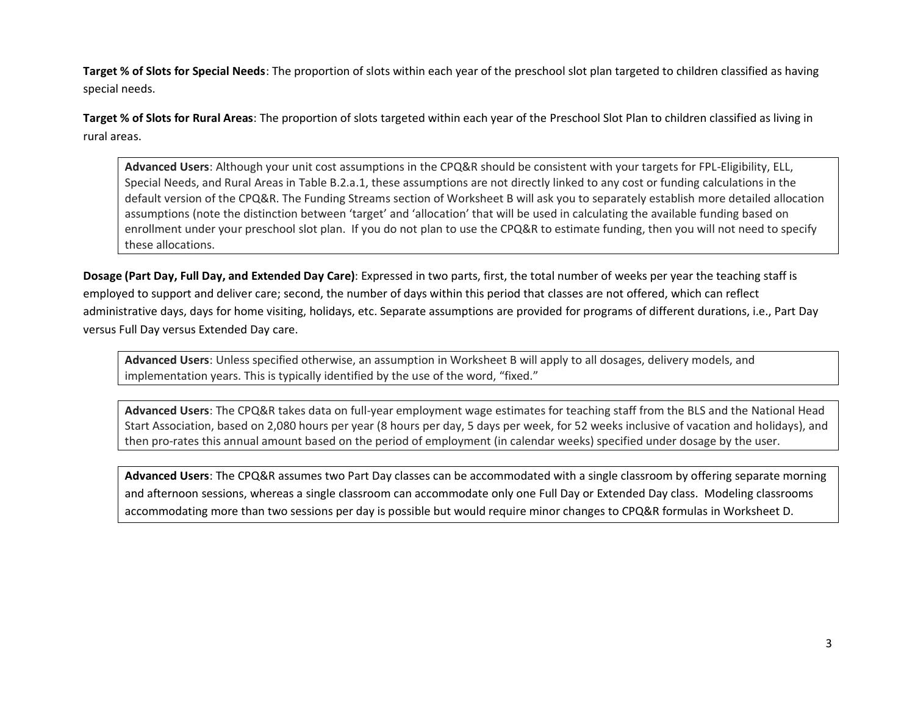**Target % of Slots for Special Needs**: The proportion of slots within each year of the preschool slot plan targeted to children classified as having special needs.

**Target % of Slots for Rural Areas**: The proportion of slots targeted within each year of the Preschool Slot Plan to children classified as living in rural areas.

> **Advanced Users**: Although your unit cost assumptions in the CPQ&R should be consistent with your targets for FPL-Eligibility, ELL, Special Needs, and Rural Areas in Table B.2.a.1, these assumptions are not directly linked to any cost or funding calculations in the default version of the CPQ&R. The Funding Streams section of Worksheet B will ask you to separately establish more detailed allocation assumptions (note the distinction between 'target' and 'allocation' that will be used in calculating the available funding based on enrollment under your preschool slot plan. If you do not plan to use the CPQ&R to estimate funding, then you will not need to specify these allocations.

**Dosage (Part Day, Full Day, and Extended Day Care)**: Expressed in two parts, first, the total number of weeks per year the teaching staff is employed to support and deliver care; second, the number of days within this period that classes are not offered, which can reflect administrative days, days for home visiting, holidays, etc. Separate assumptions are provided for programs of different durations, i.e., Part Day versus Full Day versus Extended Day care.

> **Advanced Users**: Unless specified otherwise, an assumption in Worksheet B will apply to all dosages, delivery models, and implementation years. This is typically identified by the use of the word, "fixed."

> **Advanced Users**: The CPQ&R takes data on full-year employment wage estimates for teaching staff from the BLS and the National Head Start Association, based on 2,080 hours per year (8 hours per day, 5 days per week, for 52 weeks inclusive of vacation and holidays), and then pro-rates this annual amount based on the period of employment (in calendar weeks) specified under dosage by the user.

> **Advanced Users**: The CPQ&R assumes two Part Day classes can be accommodated with a single classroom by offering separate morning and afternoon sessions, whereas a single classroom can accommodate only one Full Day or Extended Day class. Modeling classrooms accommodating more than two sessions per day is possible but would require minor changes to CPQ&R formulas in Worksheet D.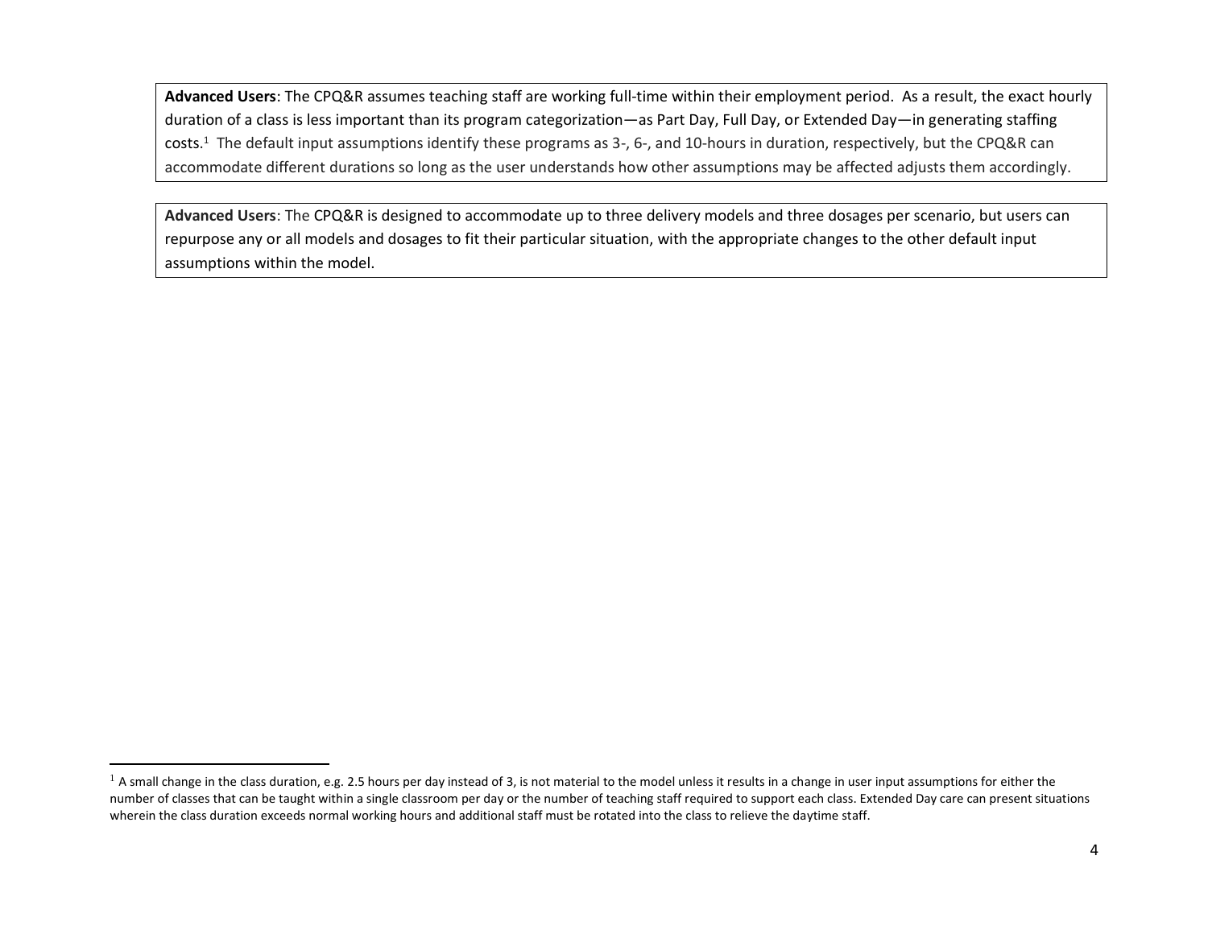**Advanced Users**: The CPQ&R assumes teaching staff are working full-time within their employment period. As a result, the exact hourly duration of a class is less important than its program categorization—as Part Day, Full Day, or Extended Day—in generating staffing costs.[1] The default input assumptions identify these programs as 3-, 6-, and 10-hours in duration, respectively, but the CPQ&R can accommodate different durations so long as the user understands how other assumptions may be affected adjusts them accordingly.

**Advanced Users**: The CPQ&R is designed to accommodate up to three delivery models and three dosages per scenario, but users can repurpose any or all models and dosages to fit their particular situation, with the appropriate changes to the other default input assumptions within the model.

[1] A small change in the class duration, e.g. 2.5 hours per day instead of 3, is not material to the model unless it results in a change in user input assumptions for either the number of classes that can be taught within a single classroom per day or the number of teaching staff required to support each class. Extended Day care can present situations wherein the class duration exceeds normal working hours and additional staff must be rotated into the class to relieve the daytime staff.